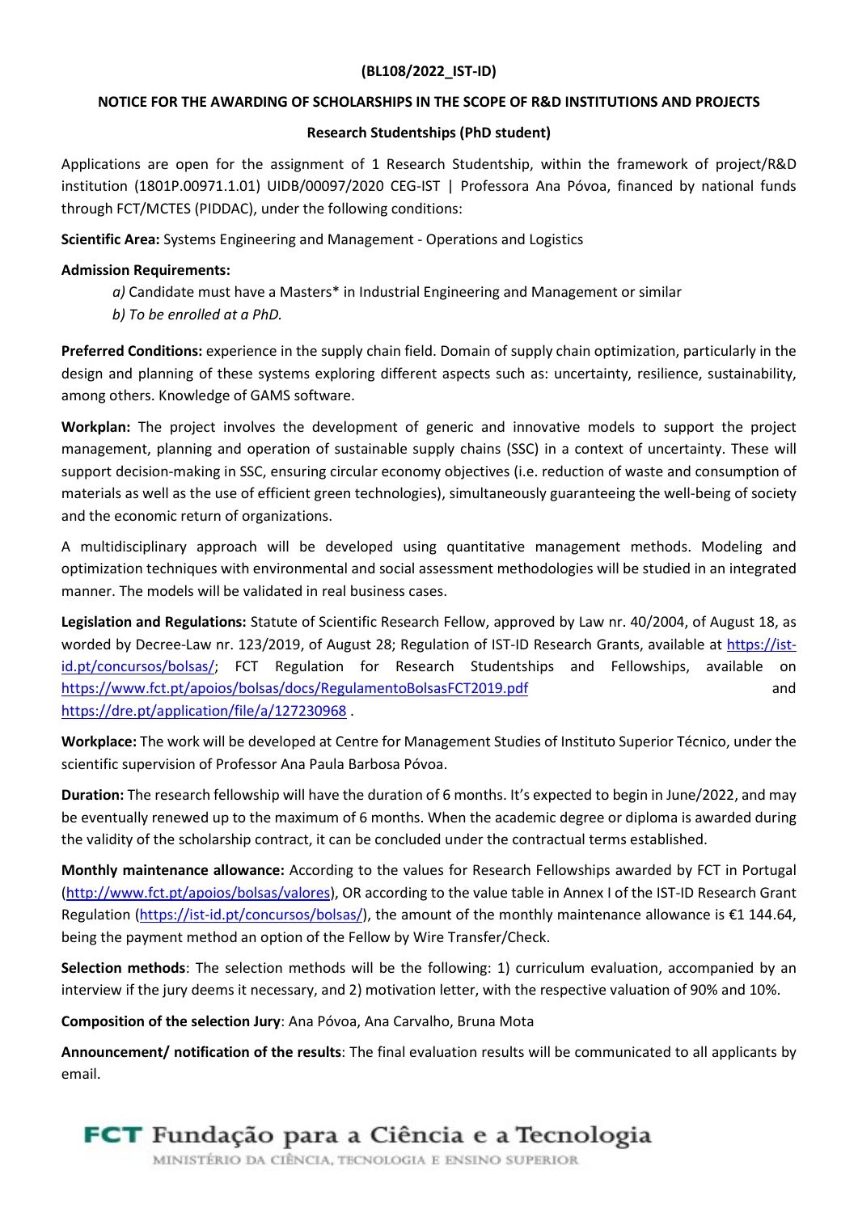**(BL108/2022_IST-ID)**

**NOTICE FOR THE AWARDING OF SCHOLARSHIPS IN THE SCOPE OF R&D INSTITUTIONS AND PROJECTS**

**Research Studentships (PhD student)**

Applications are open for the assignment of 1 Research Studentship, within the framework of project/R&D institution (1801P.00971.1.01) UIDB/00097/2020 CEG-IST | Professora Ana Póvoa, financed by national funds through FCT/MCTES (PIDDAC), under the following conditions:

**Scientific Area:** Systems Engineering and Management - Operations and Logistics

**Admission Requirements:**

*a)* Candidate must have a Masters* in Industrial Engineering and Management or similar

*b) To be enrolled at a PhD.*

**Preferred Conditions:** experience in the supply chain field. Domain of supply chain optimization, particularly in the design and planning of these systems exploring different aspects such as: uncertainty, resilience, sustainability, among others. Knowledge of GAMS software.

**Workplan:** The project involves the development of generic and innovative models to support the project management, planning and operation of sustainable supply chains (SSC) in a context of uncertainty. These will support decision-making in SSC, ensuring circular economy objectives (i.e. reduction of waste and consumption of materials as well as the use of efficient green technologies), simultaneously guaranteeing the well-being of society and the economic return of organizations.

A multidisciplinary approach will be developed using quantitative management methods. Modeling and optimization techniques with environmental and social assessment methodologies will be studied in an integrated manner. The models will be validated in real business cases.

**Legislation and Regulations:** Statute of Scientific Research Fellow, approved by Law nr. 40/2004, of August 18, as worded by Decree-Law nr. 123/2019, of August 28; Regulation of IST-ID Research Grants, available at https://ist-id.pt/concursos/bolsas/; FCT Regulation for Research Studentships and Fellowships, available on https://www.fct.pt/apoios/bolsas/docs/RegulamentoBolsasFCT2019.pdf and https://dre.pt/application/file/a/127230968 .

**Workplace:** The work will be developed at Centre for Management Studies of Instituto Superior Técnico, under the scientific supervision of Professor Ana Paula Barbosa Póvoa.

**Duration:** The research fellowship will have the duration of 6 months. It's expected to begin in June/2022, and may be eventually renewed up to the maximum of 6 months. When the academic degree or diploma is awarded during the validity of the scholarship contract, it can be concluded under the contractual terms established.

**Monthly maintenance allowance:** According to the values for Research Fellowships awarded by FCT in Portugal (http://www.fct.pt/apoios/bolsas/valores), OR according to the value table in Annex I of the IST-ID Research Grant Regulation (https://ist-id.pt/concursos/bolsas/), the amount of the monthly maintenance allowance is €1 144.64, being the payment method an option of the Fellow by Wire Transfer/Check.

**Selection methods**: The selection methods will be the following: 1) curriculum evaluation, accompanied by an interview if the jury deems it necessary, and 2) motivation letter, with the respective valuation of 90% and 10%.

**Composition of the selection Jury**: Ana Póvoa, Ana Carvalho, Bruna Mota

**Announcement/ notification of the results**: The final evaluation results will be communicated to all applicants by email.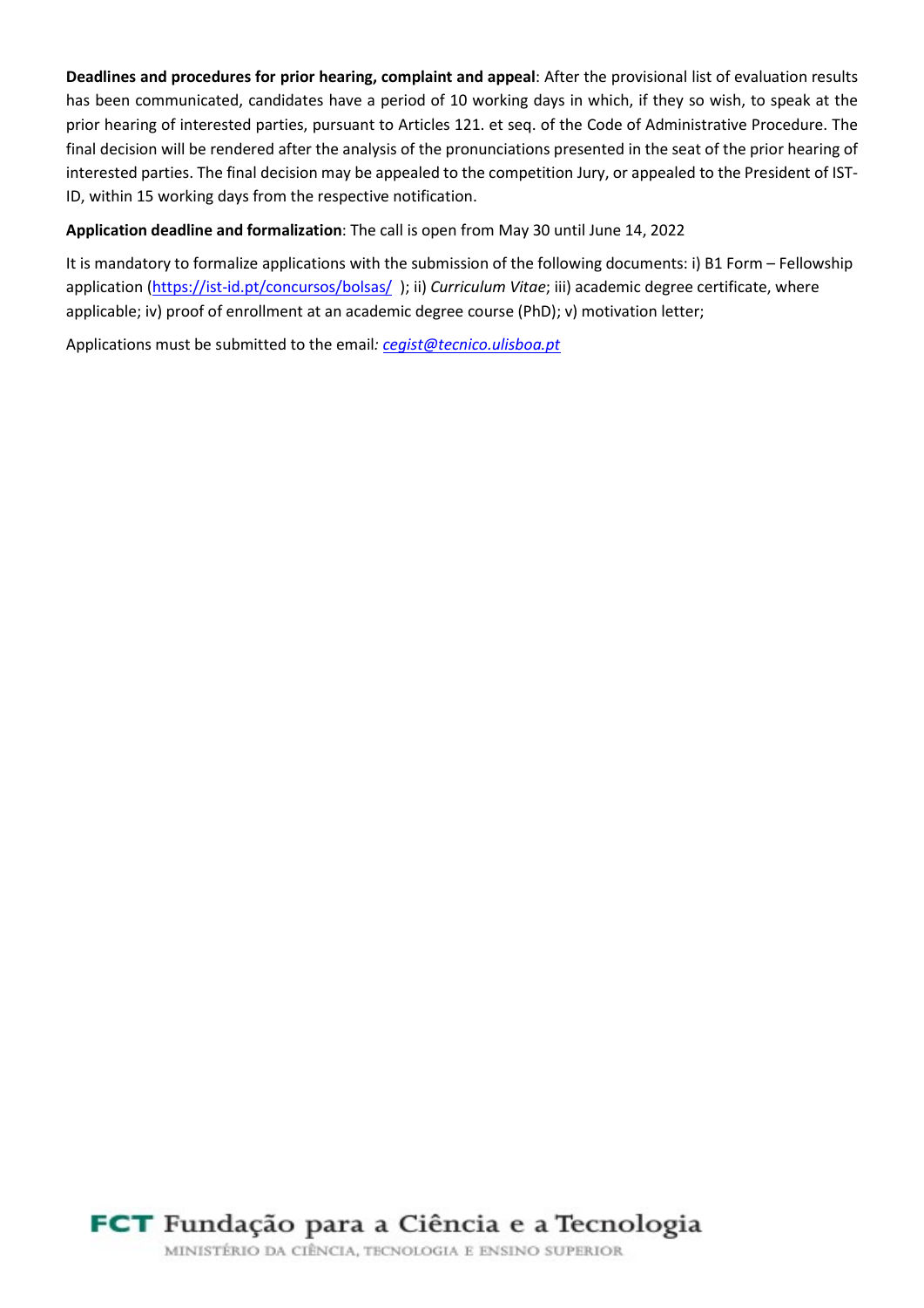**Deadlines and procedures for prior hearing, complaint and appeal**: After the provisional list of evaluation results has been communicated, candidates have a period of 10 working days in which, if they so wish, to speak at the prior hearing of interested parties, pursuant to Articles 121. et seq. of the Code of Administrative Procedure. The final decision will be rendered after the analysis of the pronunciations presented in the seat of the prior hearing of interested parties. The final decision may be appealed to the competition Jury, or appealed to the President of IST-ID, within 15 working days from the respective notification.

**Application deadline and formalization**: The call is open from May 30 until June 14, 2022

It is mandatory to formalize applications with the submission of the following documents: i) B1 Form – Fellowship application (https://ist-id.pt/concursos/bolsas/ ); ii) *Curriculum Vitae*; iii) academic degree certificate, where applicable; iv) proof of enrollment at an academic degree course (PhD); v) motivation letter;

Applications must be submitted to the email*: cegist@tecnico.ulisboa.pt*

FCT Fundação para a Ciência e a Tecnologia

MINISTÉRIO DA CIÊNCIA, TECNOLOGIA E ENSINO SUPERIOR